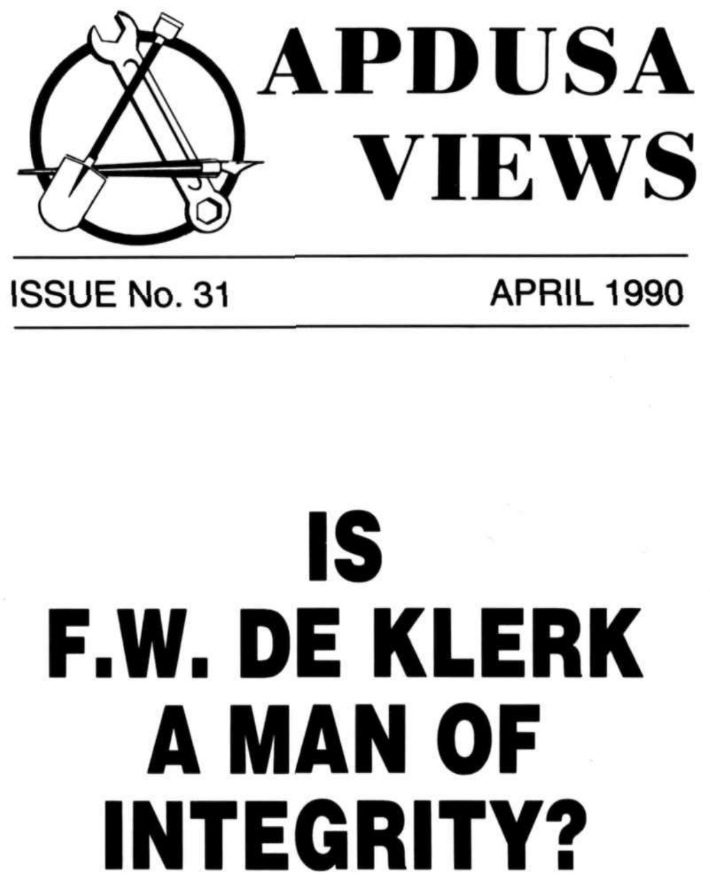# APDUSA VIEWS

ISSUE No. 31 APRIL 1990

# IS F.W. DE KLERK A MAN OF INTEGRITY?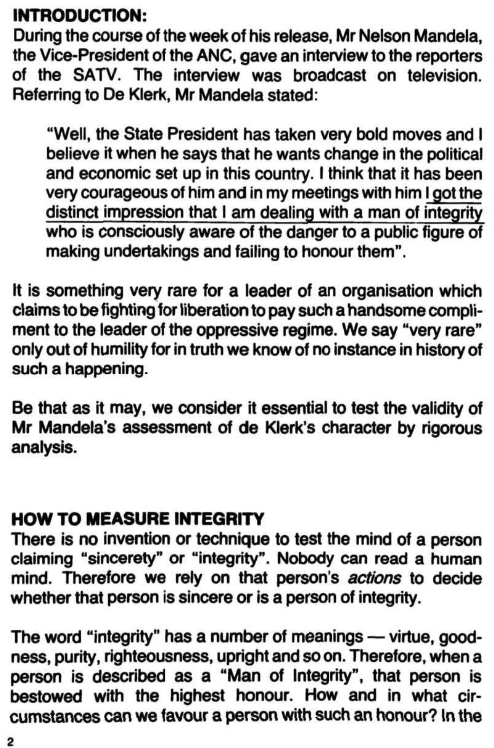## INTRODUCTION:

During the course of the week of his release, Mr Nelson Mandela, the Vice-President of the ANC, gave an interview to the reporters of the SATV. The interview was broadcast on television. Referring to De Klerk, Mr Mandela stated:

> "Well, the State President has taken very bold moves and I believe it when he says that he wants change in the political and economic set up in this country. I think that it has been very courageous of him and in my meetings with him I got the distinct impression that I am dealing with a man of integrity who is consciously aware of the danger to a public figure of making undertakings and failing to honour them".

It is something very rare for a leader of an organisation which claims to be fighting for liberation to pay such a handsome compliment to the leader of the oppressive regime. We say "very rare" only out of humility for in truth we know of no instance in history of such a happening.

Be that as it may, we consider it essential to test the validity of Mr Mandela's assessment of de Klerk's character by rigorous analysis.

## HOW TO MEASURE INTEGRITY

There is no invention or technique to test the mind of a person claiming "sincerety" or "integrity". Nobody can read a human mind. Therefore we rely on that person's *actions* to decide whether that person is sincere or is a person of integrity.

The word "integrity" has a number of meanings — virtue, goodness, purity, righteousness, upright and so on. Therefore, when a person is described as a "Man of Integrity", that person is bestowed with the highest honour. How and in what circumstances can we favour a person with such an honour? In the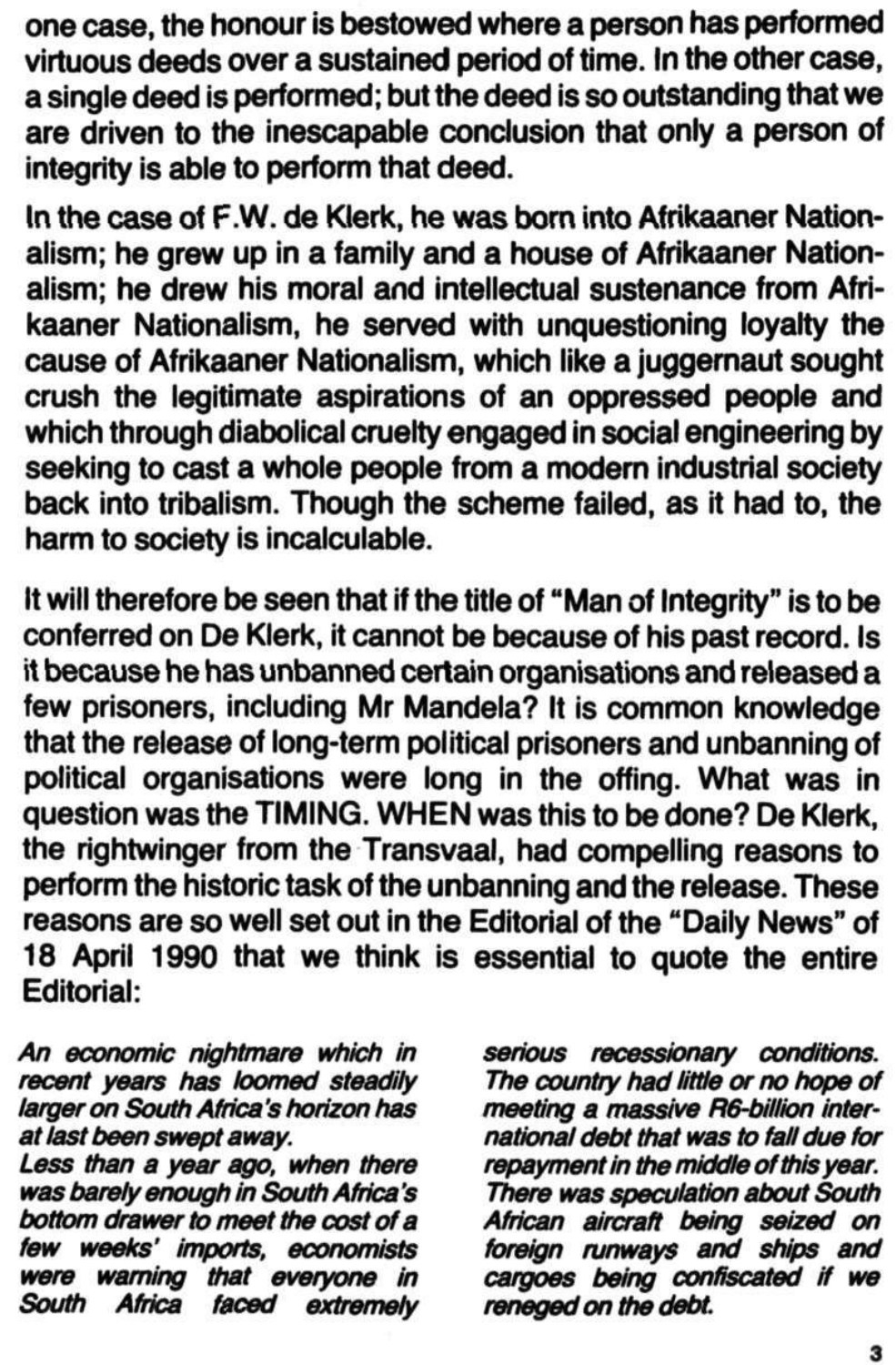one case, the honour is bestowed where a person has performed virtuous deeds over a sustained period of time. In the other case, a single deed is performed; but the deed is so outstanding that we are driven to the inescapable conclusion that only a person of integrity is able to perform that deed.

In the case of F.W. de Klerk, he was born into Afrikaaner Nationalism; he grew up in a family and a house of Afrikaaner Nationalism; he drew his moral and intellectual sustenance from Afrikaaner Nationalism, he served with unquestioning loyalty the cause of Afrikaaner Nationalism, which like a juggernaut sought crush the legitimate aspirations of an oppressed people and which through diabolical cruelty engaged in social engineering by seeking to cast a whole people from a modern industrial society back into tribalism. Though the scheme failed, as it had to, the harm to society is incalculable.

It will therefore be seen that if the title of "Man of Integrity" is to be conferred on De Klerk, it cannot be because of his past record. Is it because he has unbanned certain organisations and released a few prisoners, including Mr Mandela? It is common knowledge that the release of long-term political prisoners and unbanning of political organisations were long in the offing. What was in question was the TIMING. WHEN was this to be done? De Klerk, the rightwinger from the Transvaal, had compelling reasons to perform the historic task of the unbanning and the release. These reasons are so well set out in the Editorial of the "Daily News" of 18 April 1990 that we think is essential to quote the entire Editorial:

*An economic nightmare which in recent years has loomed steadily larger on South Africa's horizon has at last been swept away.*

*Less than a year ago, when there was barely enough in South Africa's bottom drawer to meet the cost of a few weeks' imports, economists were warning that everyone in South Africa faced extremely serious recessionary conditions. The country had little or no hope of meeting a massive R6-billion international debt that was to fall due for repayment in the middle of this year. There was speculation about South African aircraft being seized on foreign runways and ships and cargoes being confiscated if we reneged on the debt.*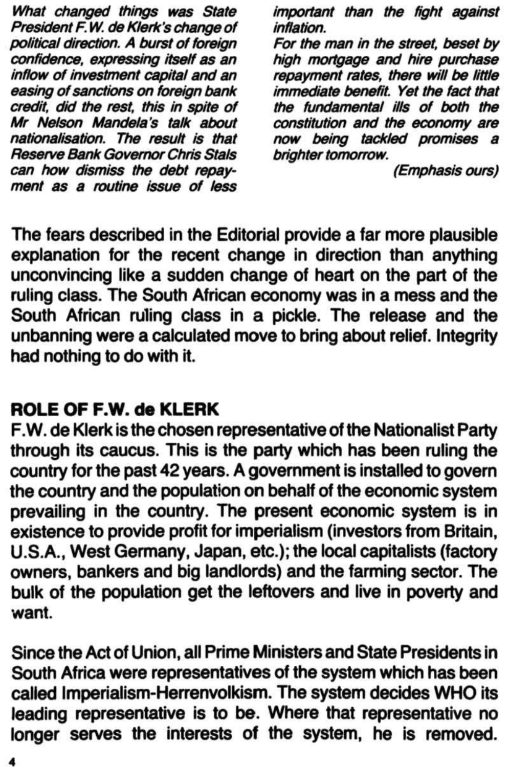*What changed things was State President F.W. de Klerk's change of political direction. A burst of foreign confidence, expressing itself as an inflow of investment capital and an easing of sanctions on foreign bank credit, did the rest, this in spite of Mr Nelson Mandela's talk about nationalisation. The result is that Reserve Bank Governor Chris Stals can how dismiss the debt repayment as a routine issue of less important than the fight against inflation.*

*For the man in the street, beset by high mortgage and hire purchase repayment rates, there will be little immediate benefit. Yet the fact that the fundamental ills of both the constitution and the economy are now being tackled promises a brighter tomorrow.*

*(Emphasis ours)*

The fears described in the Editorial provide a far more plausible explanation for the recent change in direction than anything unconvincing like a sudden change of heart on the part of the ruling class. The South African economy was in a mess and the South African ruling class in a pickle. The release and the unbanning were a calculated move to bring about relief. Integrity had nothing to do with it.

## ROLE OF F.W. de KLERK

F.W. de Klerk is the chosen representative of the Nationalist Party through its caucus. This is the party which has been ruling the country for the past 42 years. A government is installed to govern the country and the population on behalf of the economic system prevailing in the country. The present economic system is in existence to provide profit for imperialism (investors from Britain, U.S.A., West Germany, Japan, etc.); the local capitalists (factory owners, bankers and big landlords) and the farming sector. The bulk of the population get the leftovers and live in poverty and want.

Since the Act of Union, all Prime Ministers and State Presidents in South Africa were representatives of the system which has been called Imperialism-Herrenvolkism. The system decides WHO its leading representative is to be. Where that representative no longer serves the interests of the system, he is removed.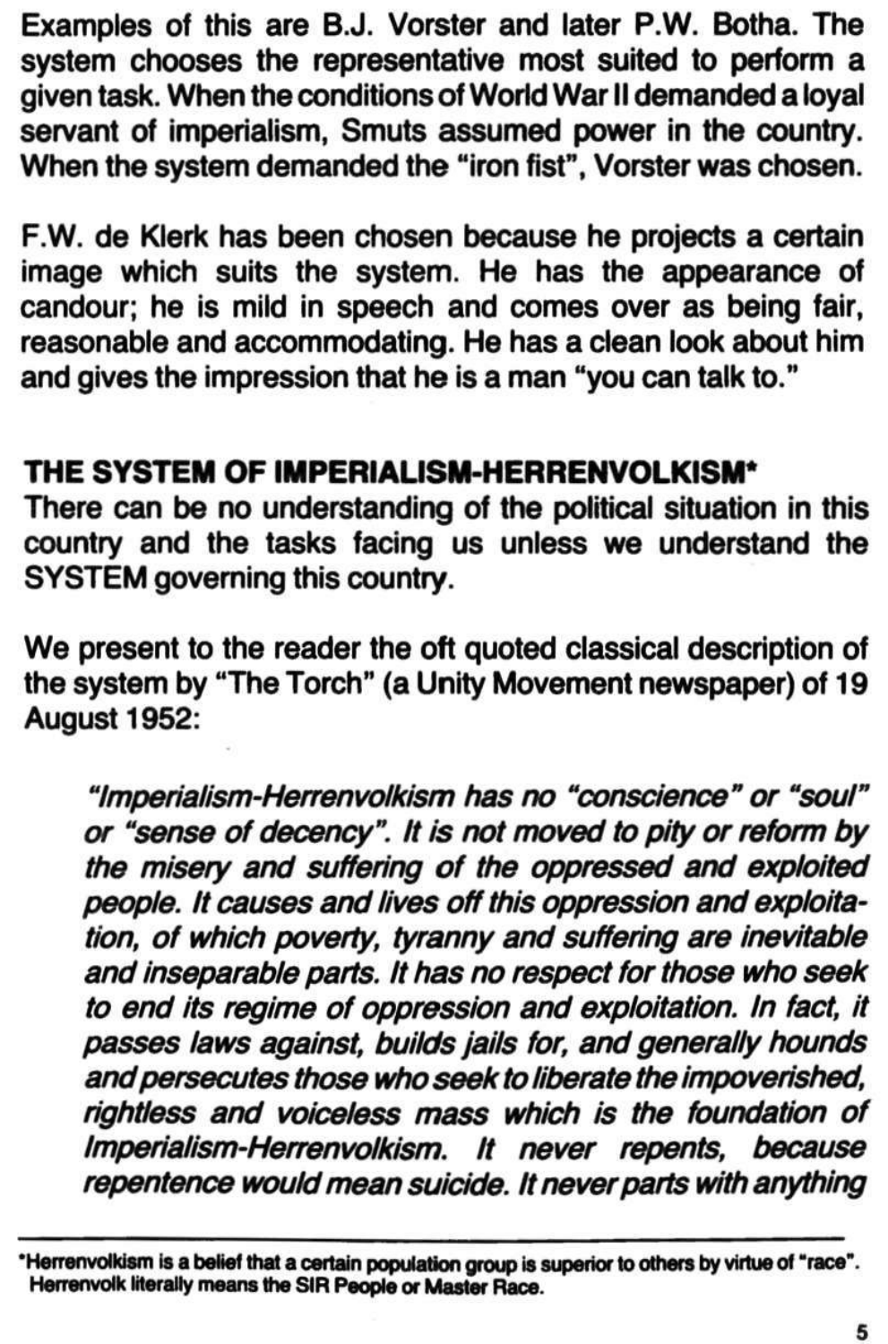Examples of this are B.J. Vorster and later P.W. Botha. The system chooses the representative most suited to perform a given task. When the conditions of World War II demanded a loyal servant of imperialism, Smuts assumed power in the country. When the system demanded the "iron fist", Vorster was chosen.

F.W. de Klerk has been chosen because he projects a certain image which suits the system. He has the appearance of candour; he is mild in speech and comes over as being fair, reasonable and accommodating. He has a clean look about him and gives the impression that he is a man "you can talk to."

## THE SYSTEM OF IMPERIALISM-HERRENVOLKISM*

There can be no understanding of the political situation in this country and the tasks facing us unless we understand the SYSTEM governing this country.

We present to the reader the oft quoted classical description of the system by "The Torch" (a Unity Movement newspaper) of 19 August 1952:

> *"Imperialism-Herrenvolkism has no "conscience" or "soul" or "sense of decency". It is not moved to pity or reform by the misery and suffering of the oppressed and exploited people. It causes and lives off this oppression and exploitation, of which poverty, tyranny and suffering are inevitable and inseparable parts. It has no respect for those who seek to end its regime of oppression and exploitation. In fact, it passes laws against, builds jails for, and generally hounds and persecutes those who seek to liberate the impoverished, rightless and voiceless mass which is the foundation of Imperialism-Herrenvolkism. It never repents, because repentence would mean suicide. It never parts with anything*

---

*Herrenvolkism is a belief that a certain population group is superior to others by virtue of "race". Herrenvolk literally means the SIR People or Master Race.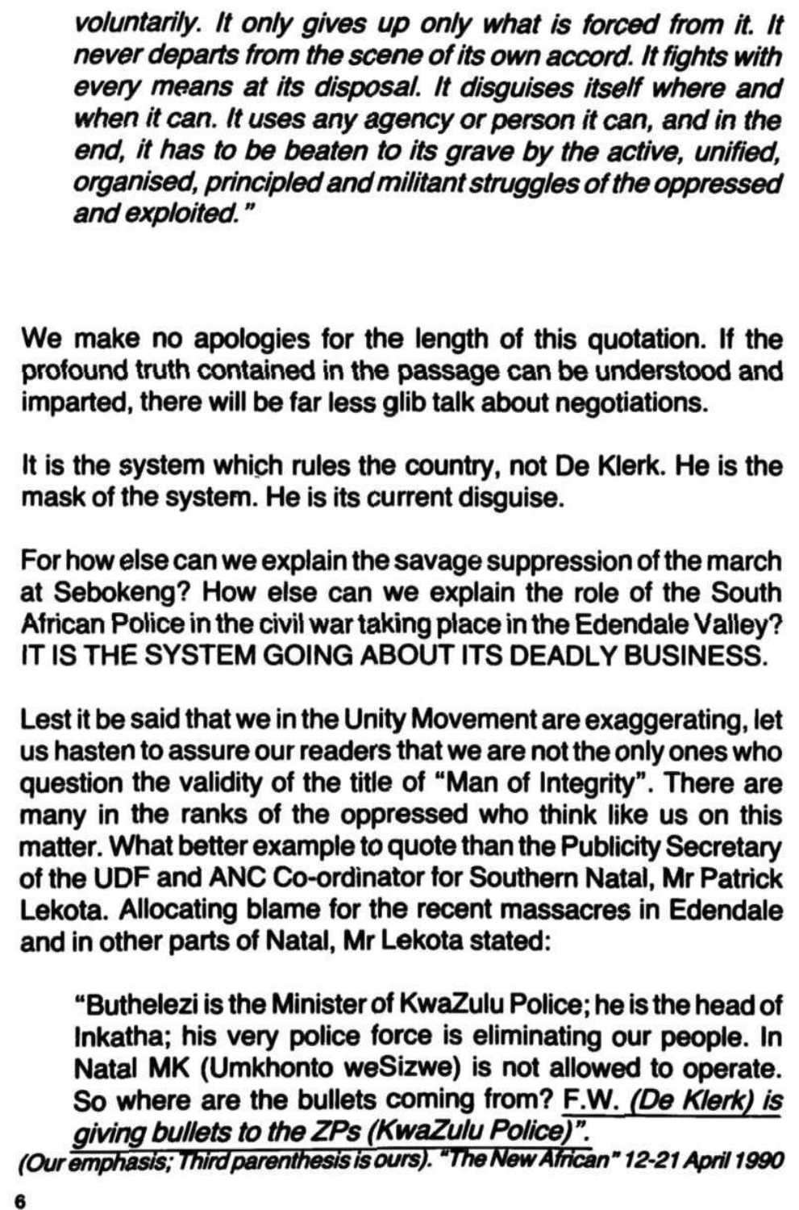> *voluntarily. It only gives up only what is forced from it. It never departs from the scene of its own accord. It fights with every means at its disposal. It disguises itself where and when it can. It uses any agency or person it can, and in the end, it has to be beaten to its grave by the active, unified, organised, principled and militant struggles of the oppressed and exploited."*

We make no apologies for the length of this quotation. If the profound truth contained in the passage can be understood and imparted, there will be far less glib talk about negotiations.

It is the system which rules the country, not De Klerk. He is the mask of the system. He is its current disguise.

For how else can we explain the savage suppression of the march at Sebokeng? How else can we explain the role of the South African Police in the civil war taking place in the Edendale Valley? IT IS THE SYSTEM GOING ABOUT ITS DEADLY BUSINESS.

Lest it be said that we in the Unity Movement are exaggerating, let us hasten to assure our readers that we are not the only ones who question the validity of the title of "Man of Integrity". There are many in the ranks of the oppressed who think like us on this matter. What better example to quote than the Publicity Secretary of the UDF and ANC Co-ordinator for Southern Natal, Mr Patrick Lekota. Allocating blame for the recent massacres in Edendale and in other parts of Natal, Mr Lekota stated:

> "Buthelezi is the Minister of KwaZulu Police; he is the head of Inkatha; his very police force is eliminating our people. In Natal MK (Umkhonto weSizwe) is not allowed to operate. So where are the bullets coming from? F.W. (De Klerk) is giving bullets to the ZPs (KwaZulu Police)".

*(Our emphasis; Third parenthesis is ours). "The New African" 12-21 April 1990*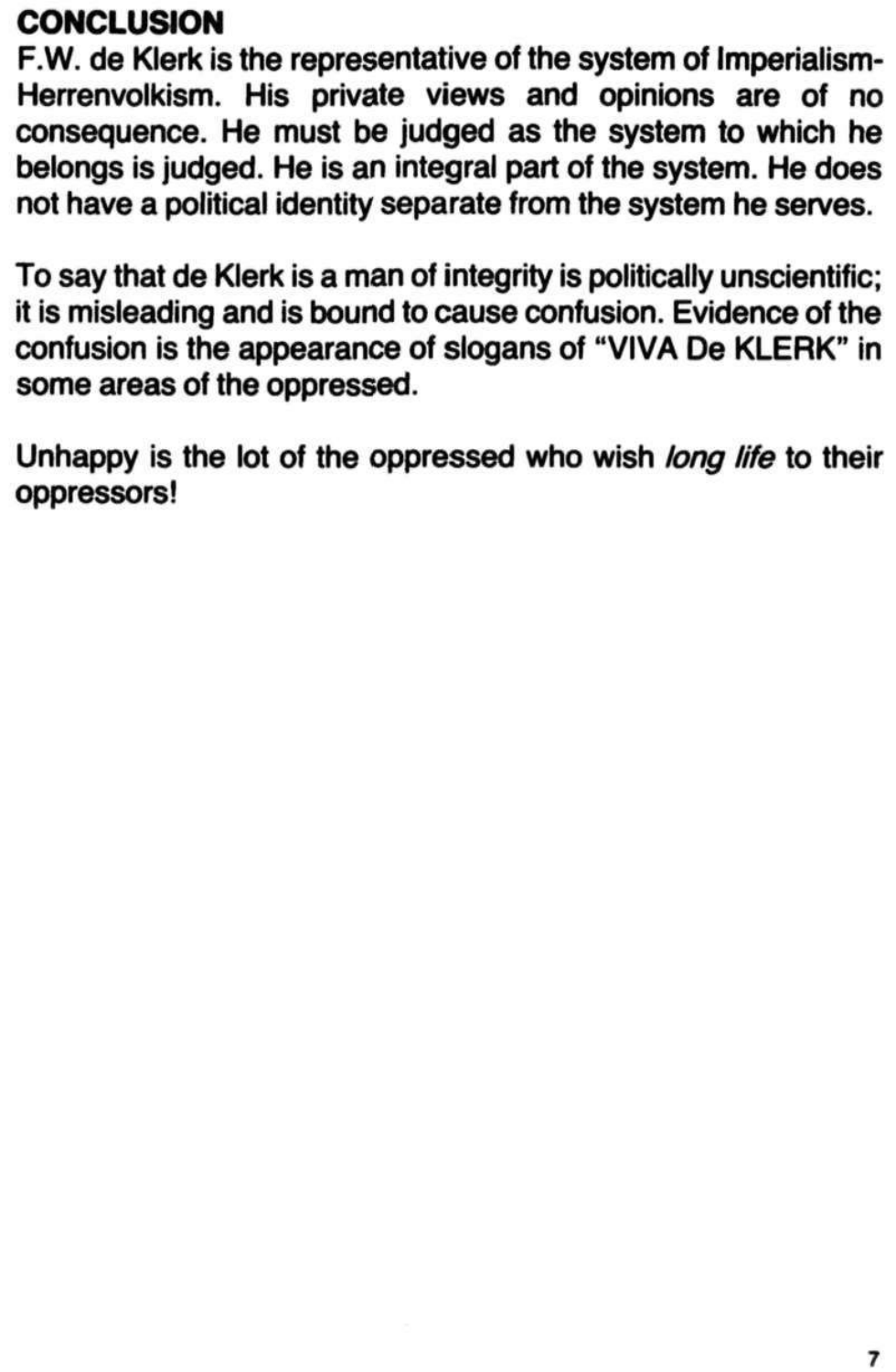## CONCLUSION

F.W. de Klerk is the representative of the system of Imperialism-Herrenvolkism. His private views and opinions are of no consequence. He must be judged as the system to which he belongs is judged. He is an integral part of the system. He does not have a political identity separate from the system he serves.

To say that de Klerk is a man of integrity is politically unscientific; it is misleading and is bound to cause confusion. Evidence of the confusion is the appearance of slogans of "VIVA De KLERK" in some areas of the oppressed.

Unhappy is the lot of the oppressed who wish *long life* to their oppressors!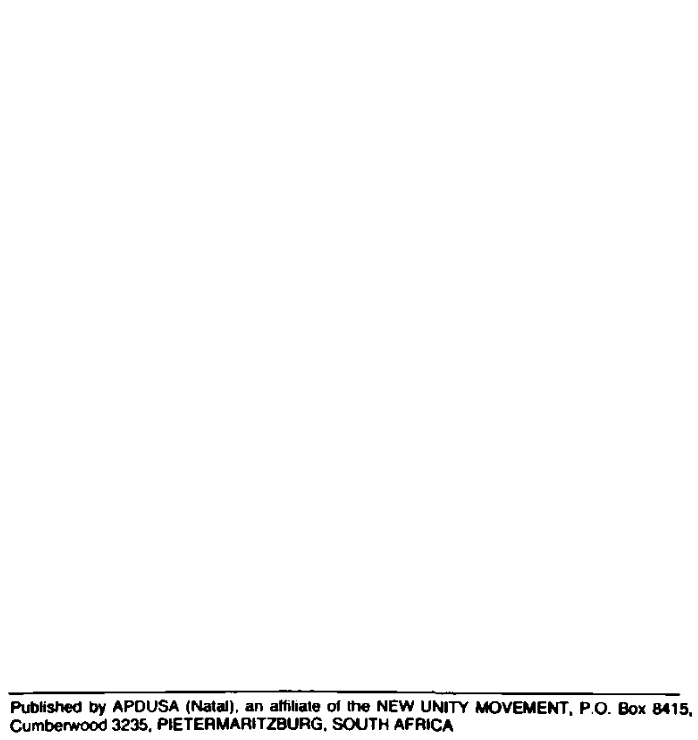Published by APDUSA (Natal), an affiliate of the NEW UNITY MOVEMENT, P.O. Box 8415, Cumberwood 3235, PIETERMARITZBURG, SOUTH AFRICA